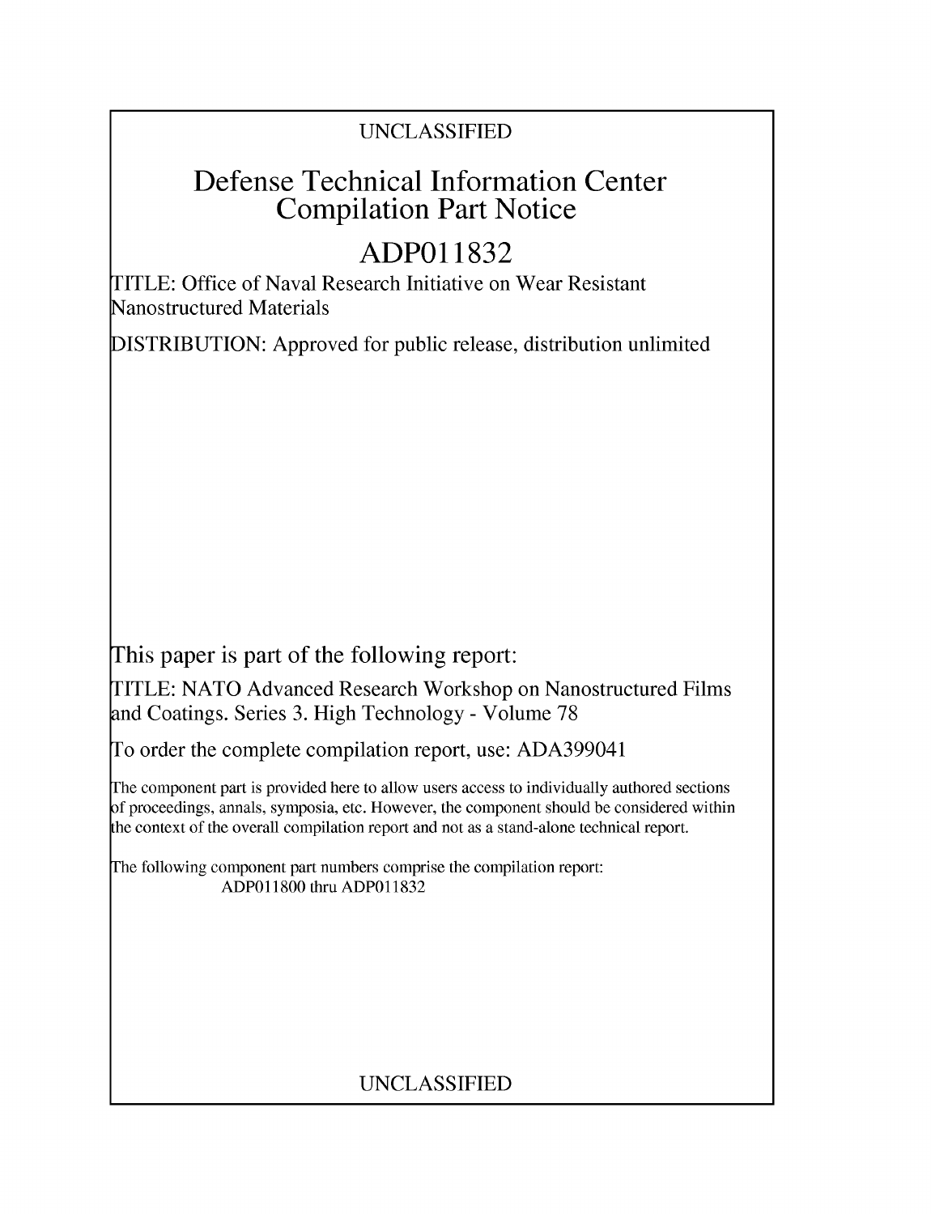UNCLASSIFIED

# Defense Technical Information Center Compilation Part Notice

# ADP011832

TITLE: Office of Naval Research Initiative on Wear Resistant Nanostructured Materials

DISTRIBUTION: Approved for public release, distribution unlimited

This paper is part of the following report:

TITLE: NATO Advanced Research Workshop on Nanostructured Films and Coatings. Series 3. High Technology - Volume 78

To order the complete compilation report, use: ADA399041

The component part is provided here to allow users access to individually authored sections of proceedings, annals, symposia, etc. However, the component should be considered within the context of the overall compilation report and not as a stand-alone technical report.

The following component part numbers comprise the compilation report:
ADP011800 thru ADP011832

UNCLASSIFIED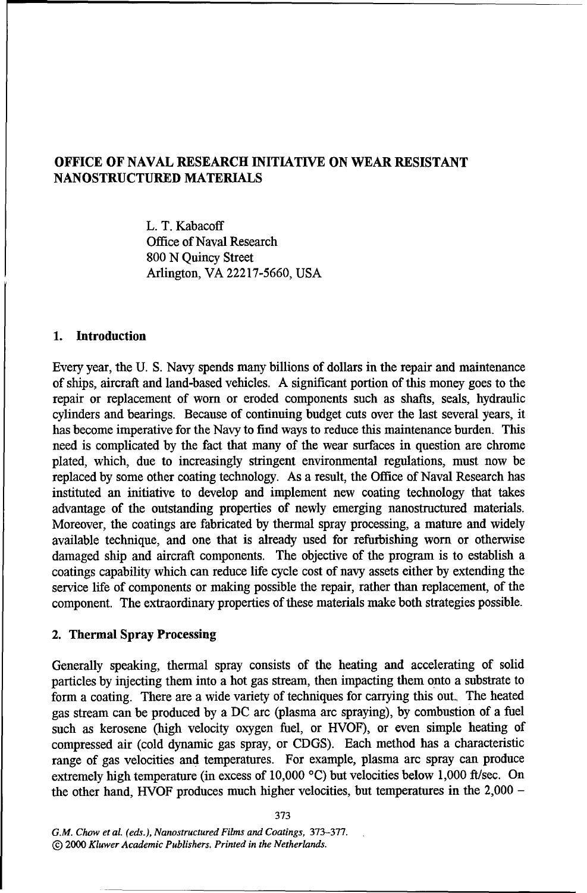# OFFICE OF NAVAL RESEARCH INITIATIVE ON WEAR RESISTANT NANOSTRUCTURED MATERIALS

L. T. Kabacoff
Office of Naval Research
800 N Quincy Street
Arlington, VA 22217-5660, USA

## 1. Introduction

Every year, the U. S. Navy spends many billions of dollars in the repair and maintenance of ships, aircraft and land-based vehicles. A significant portion of this money goes to the repair or replacement of worn or eroded components such as shafts, seals, hydraulic cylinders and bearings. Because of continuing budget cuts over the last several years, it has become imperative for the Navy to find ways to reduce this maintenance burden. This need is complicated by the fact that many of the wear surfaces in question are chrome plated, which, due to increasingly stringent environmental regulations, must now be replaced by some other coating technology. As a result, the Office of Naval Research has instituted an initiative to develop and implement new coating technology that takes advantage of the outstanding properties of newly emerging nanostructured materials. Moreover, the coatings are fabricated by thermal spray processing, a mature and widely available technique, and one that is already used for refurbishing worn or otherwise damaged ship and aircraft components. The objective of the program is to establish a coatings capability which can reduce life cycle cost of navy assets either by extending the service life of components or making possible the repair, rather than replacement, of the component. The extraordinary properties of these materials make both strategies possible.

## 2. Thermal Spray Processing

Generally speaking, thermal spray consists of the heating and accelerating of solid particles by injecting them into a hot gas stream, then impacting them onto a substrate to form a coating. There are a wide variety of techniques for carrying this out. The heated gas stream can be produced by a DC arc (plasma arc spraying), by combustion of a fuel such as kerosene (high velocity oxygen fuel, or HVOF), or even simple heating of compressed air (cold dynamic gas spray, or CDGS). Each method has a characteristic range of gas velocities and temperatures. For example, plasma arc spray can produce extremely high temperature (in excess of 10,000 °C) but velocities below 1,000 ft/sec. On the other hand, HVOF produces much higher velocities, but temperatures in the 2,000 –

*G.M. Chow et al. (eds.), Nanostructured Films and Coatings, 373–377.*
© 2000 *Kluwer Academic Publishers. Printed in the Netherlands.*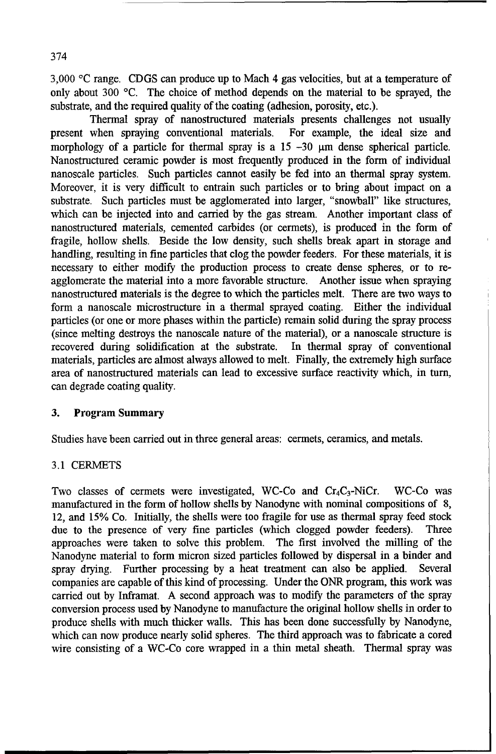3,000 °C range. CDGS can produce up to Mach 4 gas velocities, but at a temperature of only about 300 °C. The choice of method depends on the material to be sprayed, the substrate, and the required quality of the coating (adhesion, porosity, etc.).

Thermal spray of nanostructured materials presents challenges not usually present when spraying conventional materials. For example, the ideal size and morphology of a particle for thermal spray is a 15 –30 μm dense spherical particle. Nanostructured ceramic powder is most frequently produced in the form of individual nanoscale particles. Such particles cannot easily be fed into an thermal spray system. Moreover, it is very difficult to entrain such particles or to bring about impact on a substrate. Such particles must be agglomerated into larger, "snowball" like structures, which can be injected into and carried by the gas stream. Another important class of nanostructured materials, cemented carbides (or cermets), is produced in the form of fragile, hollow shells. Beside the low density, such shells break apart in storage and handling, resulting in fine particles that clog the powder feeders. For these materials, it is necessary to either modify the production process to create dense spheres, or to re-agglomerate the material into a more favorable structure. Another issue when spraying nanostructured materials is the degree to which the particles melt. There are two ways to form a nanoscale microstructure in a thermal sprayed coating. Either the individual particles (or one or more phases within the particle) remain solid during the spray process (since melting destroys the nanoscale nature of the material), or a nanoscale structure is recovered during solidification at the substrate. In thermal spray of conventional materials, particles are almost always allowed to melt. Finally, the extremely high surface area of nanostructured materials can lead to excessive surface reactivity which, in turn, can degrade coating quality.

## 3. Program Summary

Studies have been carried out in three general areas: cermets, ceramics, and metals.

### 3.1 CERMETS

Two classes of cermets were investigated, WC-Co and $Cr_4C_3$-NiCr. WC-Co was manufactured in the form of hollow shells by Nanodyne with nominal compositions of 8, 12, and 15% Co. Initially, the shells were too fragile for use as thermal spray feed stock due to the presence of very fine particles (which clogged powder feeders). Three approaches were taken to solve this problem. The first involved the milling of the Nanodyne material to form micron sized particles followed by dispersal in a binder and spray drying. Further processing by a heat treatment can also be applied. Several companies are capable of this kind of processing. Under the ONR program, this work was carried out by Inframat. A second approach was to modify the parameters of the spray conversion process used by Nanodyne to manufacture the original hollow shells in order to produce shells with much thicker walls. This has been done successfully by Nanodyne, which can now produce nearly solid spheres. The third approach was to fabricate a cored wire consisting of a WC-Co core wrapped in a thin metal sheath. Thermal spray was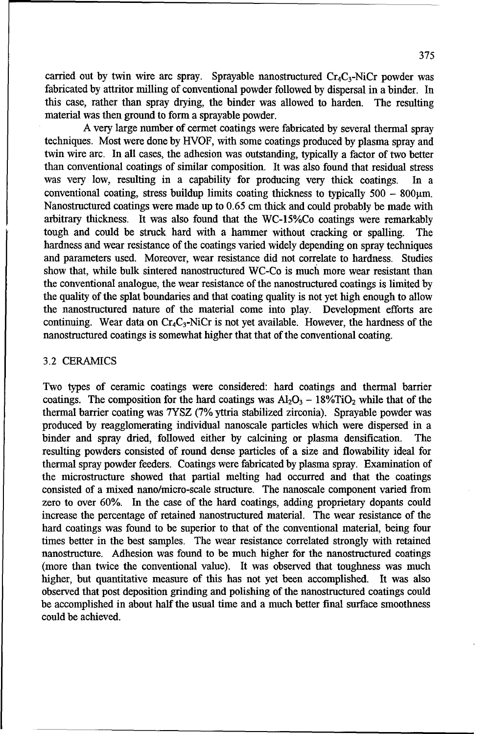carried out by twin wire arc spray. Sprayable nanostructured $Cr_4C_3$-NiCr powder was fabricated by attritor milling of conventional powder followed by dispersal in a binder. In this case, rather than spray drying, the binder was allowed to harden. The resulting material was then ground to form a sprayable powder.

A very large number of cermet coatings were fabricated by several thermal spray techniques. Most were done by HVOF, with some coatings produced by plasma spray and twin wire arc. In all cases, the adhesion was outstanding, typically a factor of two better than conventional coatings of similar composition. It was also found that residual stress was very low, resulting in a capability for producing very thick coatings. In a conventional coating, stress buildup limits coating thickness to typically 500 – 800μm. Nanostructured coatings were made up to 0.65 cm thick and could probably be made with arbitrary thickness. It was also found that the WC-15%Co coatings were remarkably tough and could be struck hard with a hammer without cracking or spalling. The hardness and wear resistance of the coatings varied widely depending on spray techniques and parameters used. Moreover, wear resistance did not correlate to hardness. Studies show that, while bulk sintered nanostructured WC-Co is much more wear resistant than the conventional analogue, the wear resistance of the nanostructured coatings is limited by the quality of the splat boundaries and that coating quality is not yet high enough to allow the nanostructured nature of the material come into play. Development efforts are continuing. Wear data on $Cr_4C_3$-NiCr is not yet available. However, the hardness of the nanostructured coatings is somewhat higher that that of the conventional coating.

## 3.2 CERAMICS

Two types of ceramic coatings were considered: hard coatings and thermal barrier coatings. The composition for the hard coatings was $Al_2O_3$ – 18%$TiO_2$ while that of the thermal barrier coating was 7YSZ (7% yttria stabilized zirconia). Sprayable powder was produced by reagglomerating individual nanoscale particles which were dispersed in a binder and spray dried, followed either by calcining or plasma densification. The resulting powders consisted of round dense particles of a size and flowability ideal for thermal spray powder feeders. Coatings were fabricated by plasma spray. Examination of the microstructure showed that partial melting had occurred and that the coatings consisted of a mixed nano/micro-scale structure. The nanoscale component varied from zero to over 60%. In the case of the hard coatings, adding proprietary dopants could increase the percentage of retained nanostructured material. The wear resistance of the hard coatings was found to be superior to that of the conventional material, being four times better in the best samples. The wear resistance correlated strongly with retained nanostructure. Adhesion was found to be much higher for the nanostructured coatings (more than twice the conventional value). It was observed that toughness was much higher, but quantitative measure of this has not yet been accomplished. It was also observed that post deposition grinding and polishing of the nanostructured coatings could be accomplished in about half the usual time and a much better final surface smoothness could be achieved.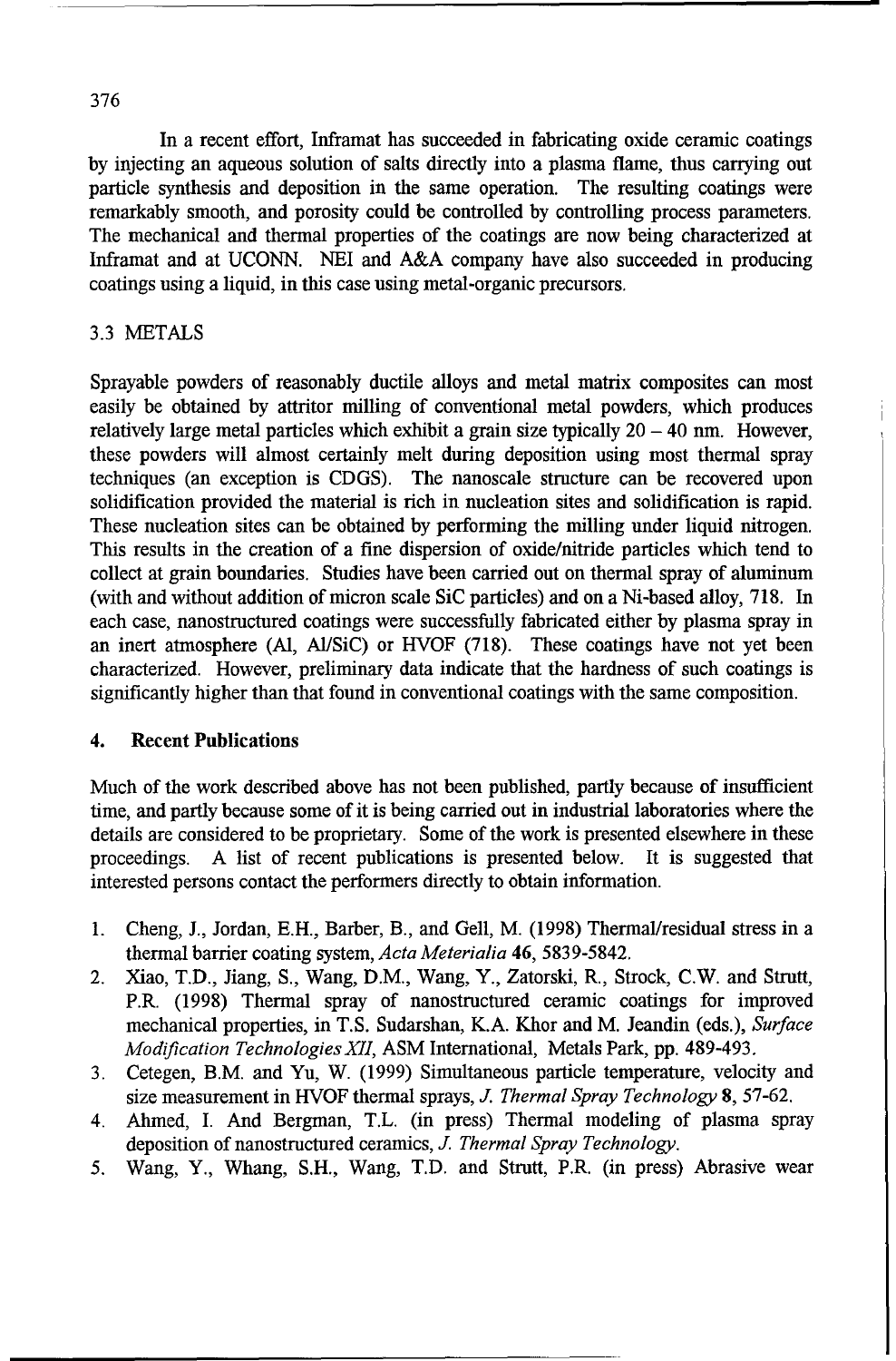In a recent effort, Inframat has succeeded in fabricating oxide ceramic coatings by injecting an aqueous solution of salts directly into a plasma flame, thus carrying out particle synthesis and deposition in the same operation. The resulting coatings were remarkably smooth, and porosity could be controlled by controlling process parameters. The mechanical and thermal properties of the coatings are now being characterized at Inframat and at UCONN. NEI and A&A company have also succeeded in producing coatings using a liquid, in this case using metal-organic precursors.

### 3.3 METALS

Sprayable powders of reasonably ductile alloys and metal matrix composites can most easily be obtained by attritor milling of conventional metal powders, which produces relatively large metal particles which exhibit a grain size typically 20 – 40 nm. However, these powders will almost certainly melt during deposition using most thermal spray techniques (an exception is CDGS). The nanoscale structure can be recovered upon solidification provided the material is rich in nucleation sites and solidification is rapid. These nucleation sites can be obtained by performing the milling under liquid nitrogen. This results in the creation of a fine dispersion of oxide/nitride particles which tend to collect at grain boundaries. Studies have been carried out on thermal spray of aluminum (with and without addition of micron scale SiC particles) and on a Ni-based alloy, 718. In each case, nanostructured coatings were successfully fabricated either by plasma spray in an inert atmosphere (Al, Al/SiC) or HVOF (718). These coatings have not yet been characterized. However, preliminary data indicate that the hardness of such coatings is significantly higher than that found in conventional coatings with the same composition.

## 4. Recent Publications

Much of the work described above has not been published, partly because of insufficient time, and partly because some of it is being carried out in industrial laboratories where the details are considered to be proprietary. Some of the work is presented elsewhere in these proceedings. A list of recent publications is presented below. It is suggested that interested persons contact the performers directly to obtain information.

1. Cheng, J., Jordan, E.H., Barber, B., and Gell, M. (1998) Thermal/residual stress in a thermal barrier coating system, *Acta Meterialia* **46**, 5839-5842.
2. Xiao, T.D., Jiang, S., Wang, D.M., Wang, Y., Zatorski, R., Strock, C.W. and Strutt, P.R. (1998) Thermal spray of nanostructured ceramic coatings for improved mechanical properties, in T.S. Sudarshan, K.A. Khor and M. Jeandin (eds.), *Surface Modification Technologies XII*, ASM International, Metals Park, pp. 489-493.
3. Cetegen, B.M. and Yu, W. (1999) Simultaneous particle temperature, velocity and size measurement in HVOF thermal sprays, *J. Thermal Spray Technology* **8**, 57-62.
4. Ahmed, I. And Bergman, T.L. (in press) Thermal modeling of plasma spray deposition of nanostructured ceramics, *J. Thermal Spray Technology*.
5. Wang, Y., Whang, S.H., Wang, T.D. and Strutt, P.R. (in press) Abrasive wear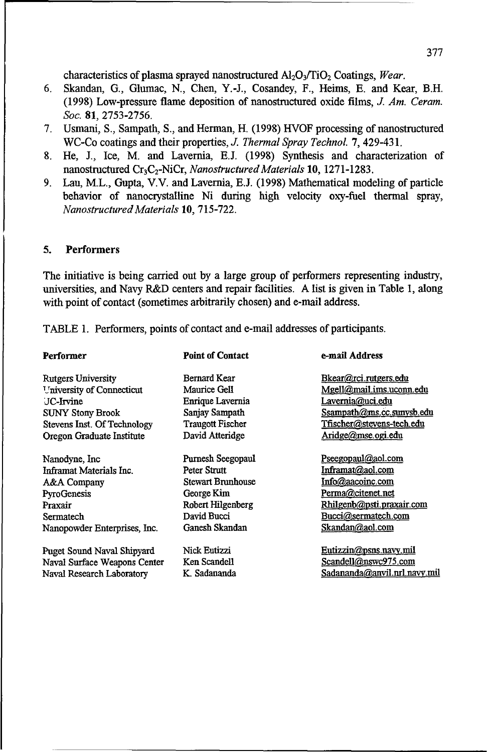characteristics of plasma sprayed nanostructured $Al_2O_3/TiO_2$ Coatings, *Wear*.

6. Skandan, G., Glumac, N., Chen, Y.-J., Cosandey, F., Heims, E. and Kear, B.H. (1998) Low-pressure flame deposition of nanostructured oxide films, *J. Am. Ceram. Soc.* **81**, 2753-2756.
7. Usmani, S., Sampath, S., and Herman, H. (1998) HVOF processing of nanostructured WC-Co coatings and their properties, *J. Thermal Spray Technol.* **7**, 429-431.
8. He, J., Ice, M. and Lavernia, E.J. (1998) Synthesis and characterization of nanostructured $Cr_3C_2$-NiCr, *Nanostructured Materials* **10**, 1271-1283.
9. Lau, M.L., Gupta, V.V. and Lavernia, E.J. (1998) Mathematical modeling of particle behavior of nanocrystalline Ni during high velocity oxy-fuel thermal spray, *Nanostructured Materials* **10**, 715-722.

## 5. Performers

The initiative is being carried out by a large group of performers representing industry, universities, and Navy R&D centers and repair facilities. A list is given in Table 1, along with point of contact (sometimes arbitrarily chosen) and e-mail address.

TABLE 1. Performers, points of contact and e-mail addresses of participants.

| Performer | Point of Contact | e-mail Address |
|---|---|---|
| Rutgers University | Bernard Kear | Bkear@rci.rutgers.edu |
| University of Connecticut | Maurice Gell | Mgell@mail.ims.uconn.edu |
| UC-Irvine | Enrique Lavernia | Lavernia@uci.edu |
| SUNY Stony Brook | Sanjay Sampath | Ssampath@ms.cc.sunysb.edu |
| Stevens Inst. Of Technology | Traugott Fischer | Tfischer@stevens-tech.edu |
| Oregon Graduate Institute | David Atteridge | Aridge@mse.ogi.edu |
| Nanodyne, Inc | Purnesh Seegopaul | Pseegopaul@aol.com |
| Inframat Materials Inc. | Peter Strutt | Inframat@aol.com |
| A&A Company | Stewart Brunhouse | Info@aacoinc.com |
| PyroGenesis | George Kim | Perma@citenet.net |
| Praxair | Robert Hilgenberg | Rhilgenb@psti.praxair.com |
| Sermatech | David Bucci | Bucci@sermatech.com |
| Nanopowder Enterprises, Inc. | Ganesh Skandan | Skandan@aol.com |
| Puget Sound Naval Shipyard | Nick Eutizzi | Eutizzin@psns.navy.mil |
| Naval Surface Weapons Center | Ken Scandell | Scandell@nswc975.com |
| Naval Research Laboratory | K. Sadananda | Sadananda@anvil.nrl.navy.mil |